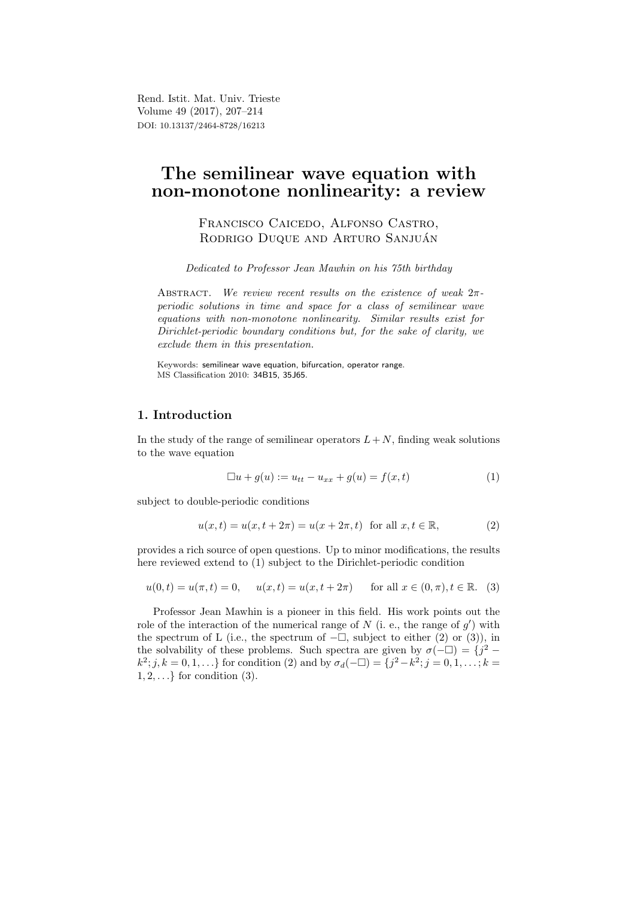# The semilinear wave equation with non-monotone nonlinearity: a review

Francisco Caicedo, Alfonso Castro, Rodrigo Duque and Arturo Sanjuán

*Dedicated to Professor Jean Mawhin on his 75th birthday*

Abstract. *We review recent results on the existence of weak $2\pi$-periodic solutions in time and space for a class of semilinear wave equations with non-monotone nonlinearity. Similar results exist for Dirichlet-periodic boundary conditions but, for the sake of clarity, we exclude them in this presentation.*

Keywords: semilinear wave equation, bifurcation, operator range.
MS Classification 2010: 34B15, 35J65.

## 1. Introduction

In the study of the range of semilinear operators $L + N$, finding weak solutions to the wave equation

$$\Box u + g(u) := u_{tt} - u_{xx} + g(u) = f(x,t) \tag{1}$$

subject to double-periodic conditions

$$u(x,t) = u(x,t+2\pi) = u(x+2\pi,t) \quad \text{for all } x,t \in \mathbb{R}, \tag{2}$$

provides a rich source of open questions. Up to minor modifications, the results here reviewed extend to (1) subject to the Dirichlet-periodic condition

$$u(0,t) = u(\pi,t) = 0, \qquad u(x,t) = u(x,t+2\pi) \qquad \text{for all } x \in (0,\pi), t \in \mathbb{R}. \tag{3}$$

Professor Jean Mawhin is a pioneer in this field. His work points out the role of the interaction of the numerical range of $N$ (i. e., the range of $g'$) with the spectrum of L (i.e., the spectrum of $-\Box$, subject to either (2) or (3)), in the solvability of these problems. Such spectra are given by $\sigma(-\Box) = \{j^2 - k^2; j,k = 0,1,\ldots\}$ for condition (2) and by $\sigma_d(-\Box) = \{j^2 - k^2; j = 0,1,\ldots; k = 1,2,\ldots\}$ for condition (3).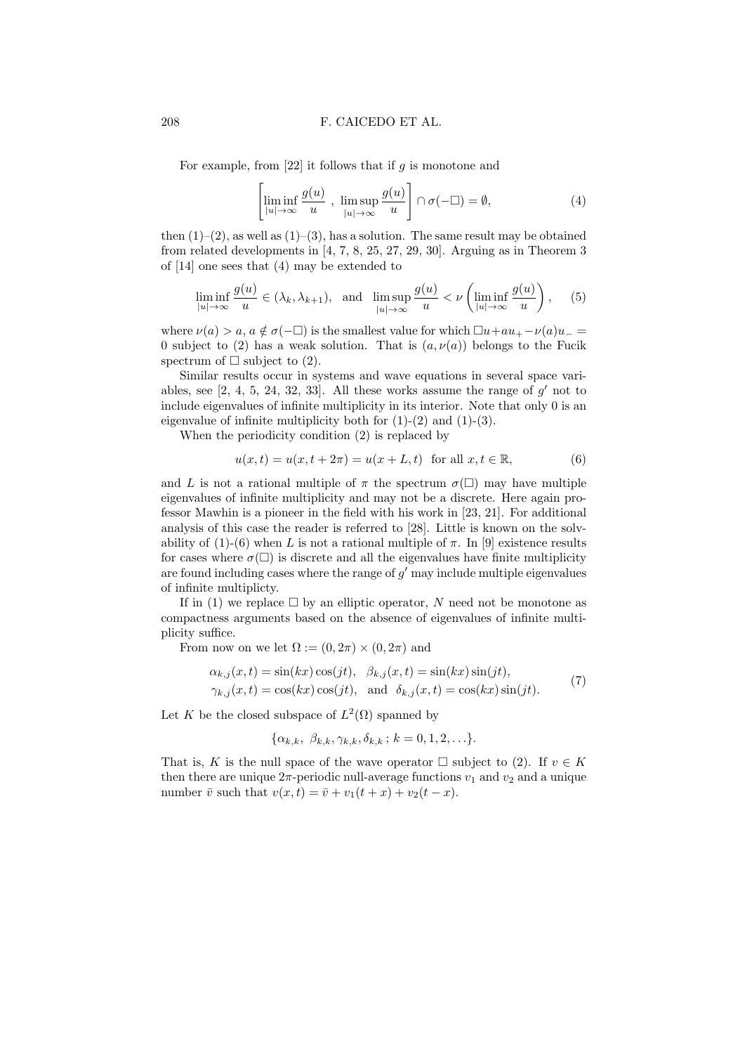For example, from [22] it follows that if $g$ is monotone and

$$\left[\liminf_{|u|\to\infty} \frac{g(u)}{u} \ , \ \limsup_{|u|\to\infty} \frac{g(u)}{u}\right] \cap \sigma(-\Box) = \emptyset, \tag{4}$$

then (1)–(2), as well as (1)–(3), has a solution. The same result may be obtained from related developments in [4, 7, 8, 25, 27, 29, 30]. Arguing as in Theorem 3 of [14] one sees that (4) may be extended to

$$\liminf_{|u|\to\infty} \frac{g(u)}{u} \in (\lambda_k, \lambda_{k+1}), \quad \text{and} \quad \limsup_{|u|\to\infty} \frac{g(u)}{u} < \nu\left(\liminf_{|u|\to\infty} \frac{g(u)}{u}\right), \tag{5}$$

where $\nu(a) > a$, $a \notin \sigma(-\Box)$ is the smallest value for which $\Box u + au_+ - \nu(a)u_- = 0$ subject to (2) has a weak solution. That is $(a, \nu(a))$ belongs to the Fucik spectrum of $\Box$ subject to (2).

Similar results occur in systems and wave equations in several space variables, see [2, 4, 5, 24, 32, 33]. All these works assume the range of $g'$ not to include eigenvalues of infinite multiplicity in its interior. Note that only 0 is an eigenvalue of infinite multiplicity both for (1)-(2) and (1)-(3).

When the periodicity condition (2) is replaced by

$$u(x,t) = u(x, t + 2\pi) = u(x + L, t) \quad \text{for all } x, t \in \mathbb{R}, \tag{6}$$

and $L$ is not a rational multiple of $\pi$ the spectrum $\sigma(\Box)$ may have multiple eigenvalues of infinite multiplicity and may not be a discrete. Here again professor Mawhin is a pioneer in the field with his work in [23, 21]. For additional analysis of this case the reader is referred to [28]. Little is known on the solvability of (1)-(6) when $L$ is not a rational multiple of $\pi$. In [9] existence results for cases where $\sigma(\Box)$ is discrete and all the eigenvalues have finite multiplicity are found including cases where the range of $g'$ may include multiple eigenvalues of infinite multiplicty.

If in (1) we replace $\Box$ by an elliptic operator, $N$ need not be monotone as compactness arguments based on the absence of eigenvalues of infinite multiplicity suffice.

From now on we let $\Omega := (0, 2\pi) \times (0, 2\pi)$ and

$$\begin{aligned} \alpha_{k,j}(x,t) &= \sin(kx)\cos(jt), \quad \beta_{k,j}(x,t) = \sin(kx)\sin(jt), \\ \gamma_{k,j}(x,t) &= \cos(kx)\cos(jt), \quad \text{and} \quad \delta_{k,j}(x,t) = \cos(kx)\sin(jt). \end{aligned} \tag{7}$$

Let $K$ be the closed subspace of $L^2(\Omega)$ spanned by

$$\{\alpha_{k,k}, \ \beta_{k,k}, \gamma_{k,k}, \delta_{k,k}\,;\, k = 0, 1, 2, \ldots\}.$$

That is, $K$ is the null space of the wave operator $\Box$ subject to (2). If $v \in K$ then there are unique $2\pi$-periodic null-average functions $v_1$ and $v_2$ and a unique number $\bar{v}$ such that $v(x,t) = \bar{v} + v_1(t + x) + v_2(t - x)$.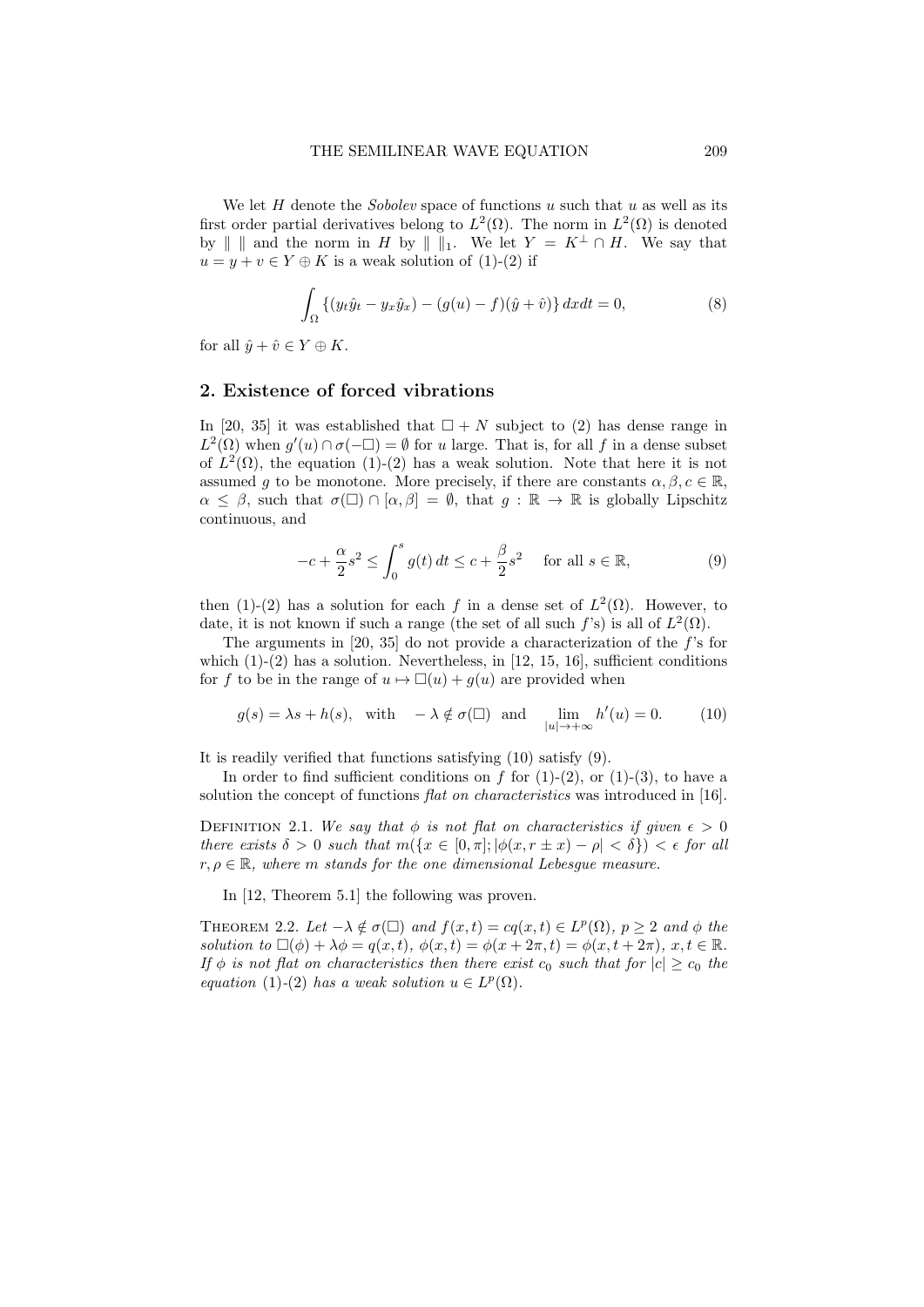We let $H$ denote the *Sobolev* space of functions $u$ such that $u$ as well as its first order partial derivatives belong to $L^2(\Omega)$. The norm in $L^2(\Omega)$ is denoted by $\| \ \|$ and the norm in $H$ by $\| \ \|_1$. We let $Y = K^\perp \cap H$. We say that $u = y + v \in Y \oplus K$ is a weak solution of (1)-(2) if

$$\int_\Omega \{(y_t \hat{y}_t - y_x \hat{y}_x) - (g(u) - f)(\hat{y} + \hat{v})\} \, dx dt = 0, \tag{8}$$

for all $\hat{y} + \hat{v} \in Y \oplus K$.

## 2. Existence of forced vibrations

In [20, 35] it was established that $\Box + N$ subject to (2) has dense range in $L^2(\Omega)$ when $g'(u) \cap \sigma(-\Box) = \emptyset$ for $u$ large. That is, for all $f$ in a dense subset of $L^2(\Omega)$, the equation (1)-(2) has a weak solution. Note that here it is not assumed $g$ to be monotone. More precisely, if there are constants $\alpha, \beta, c \in \mathbb{R}$, $\alpha \leq \beta$, such that $\sigma(\Box) \cap [\alpha, \beta] = \emptyset$, that $g : \mathbb{R} \to \mathbb{R}$ is globally Lipschitz continuous, and

$$-c + \frac{\alpha}{2} s^2 \leq \int_0^s g(t) \, dt \leq c + \frac{\beta}{2} s^2 \quad \text{for all } s \in \mathbb{R}, \tag{9}$$

then (1)-(2) has a solution for each $f$ in a dense set of $L^2(\Omega)$. However, to date, it is not known if such a range (the set of all such $f$'s) is all of $L^2(\Omega)$.

The arguments in [20, 35] do not provide a characterization of the $f$'s for which (1)-(2) has a solution. Nevertheless, in [12, 15, 16], sufficient conditions for $f$ to be in the range of $u \mapsto \Box(u) + g(u)$ are provided when

$$g(s) = \lambda s + h(s), \quad \text{with} \quad -\lambda \notin \sigma(\Box) \quad \text{and} \quad \lim_{|u| \to +\infty} h'(u) = 0. \tag{10}$$

It is readily verified that functions satisfying (10) satisfy (9).

In order to find sufficient conditions on $f$ for (1)-(2), or (1)-(3), to have a solution the concept of functions *flat on characteristics* was introduced in [16].

Definition 2.1. *We say that $\phi$ is not flat on characteristics if given $\epsilon > 0$ there exists $\delta > 0$ such that $m(\{x \in [0, \pi]; |\phi(x, r \pm x) - \rho| < \delta\}) < \epsilon$ for all $r, \rho \in \mathbb{R}$, where $m$ stands for the one dimensional Lebesgue measure.*

In [12, Theorem 5.1] the following was proven.

Theorem 2.2. *Let $-\lambda \notin \sigma(\Box)$ and $f(x, t) = cq(x, t) \in L^p(\Omega)$, $p \geq 2$ and $\phi$ the solution to $\Box(\phi) + \lambda \phi = q(x, t)$, $\phi(x, t) = \phi(x + 2\pi, t) = \phi(x, t + 2\pi)$, $x, t \in \mathbb{R}$. If $\phi$ is not flat on characteristics then there exist $c_0$ such that for $|c| \geq c_0$ the equation (1)-(2) has a weak solution $u \in L^p(\Omega)$.*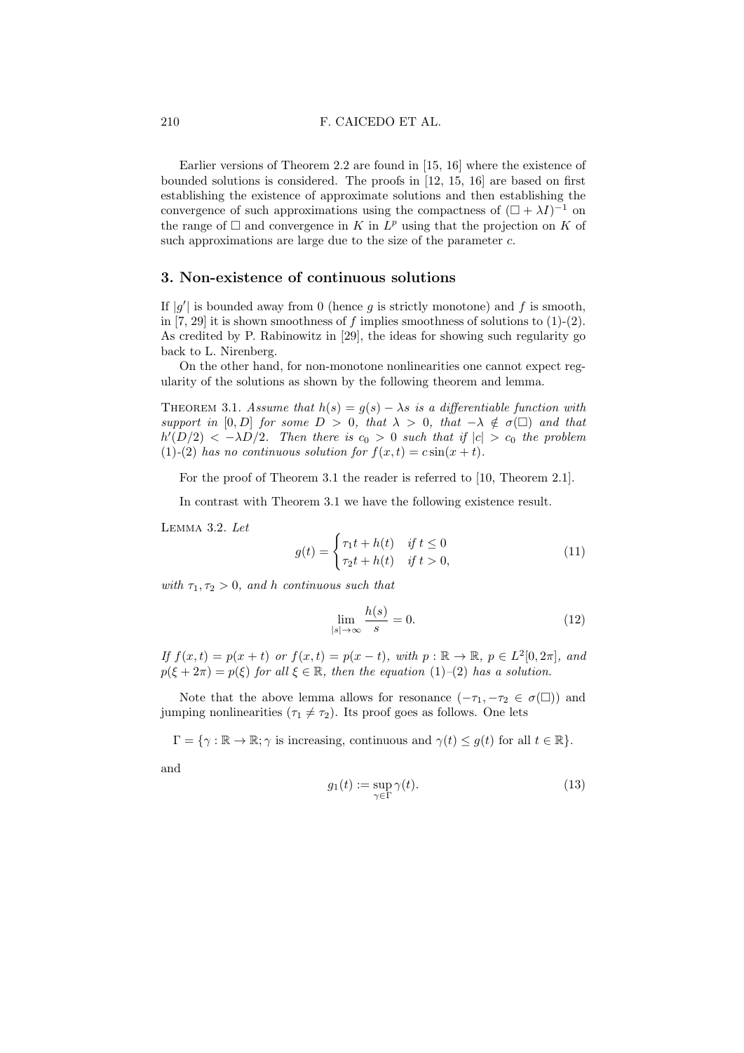Earlier versions of Theorem 2.2 are found in [15, 16] where the existence of bounded solutions is considered. The proofs in [12, 15, 16] are based on first establishing the existence of approximate solutions and then establishing the convergence of such approximations using the compactness of $(\Box + \lambda I)^{-1}$ on the range of $\Box$ and convergence in $K$ in $L^p$ using that the projection on $K$ of such approximations are large due to the size of the parameter $c$.

## 3. Non-existence of continuous solutions

If $|g'|$ is bounded away from 0 (hence $g$ is strictly monotone) and $f$ is smooth, in [7, 29] it is shown smoothness of $f$ implies smoothness of solutions to (1)-(2). As credited by P. Rabinowitz in [29], the ideas for showing such regularity go back to L. Nirenberg.

On the other hand, for non-monotone nonlinearities one cannot expect regularity of the solutions as shown by the following theorem and lemma.

THEOREM 3.1. *Assume that $h(s) = g(s) - \lambda s$ is a differentiable function with support in $[0, D]$ for some $D > 0$, that $\lambda > 0$, that $-\lambda \notin \sigma(\Box)$ and that $h'(D/2) < -\lambda D/2$. Then there is $c_0 > 0$ such that if $|c| > c_0$ the problem (1)-(2) has no continuous solution for $f(x,t) = c\sin(x+t)$.*

For the proof of Theorem 3.1 the reader is referred to [10, Theorem 2.1].

In contrast with Theorem 3.1 we have the following existence result.

LEMMA 3.2. *Let*

$$g(t) = \begin{cases} \tau_1 t + h(t) & \text{if } t \leq 0 \\ \tau_2 t + h(t) & \text{if } t > 0, \end{cases} \tag{11}$$

*with $\tau_1, \tau_2 > 0$, and $h$ continuous such that*

$$\lim_{|s|\to\infty} \frac{h(s)}{s} = 0. \tag{12}$$

*If $f(x,t) = p(x+t)$ or $f(x,t) = p(x-t)$, with $p : \mathbb{R} \to \mathbb{R}$, $p \in L^2[0, 2\pi]$, and $p(\xi + 2\pi) = p(\xi)$ for all $\xi \in \mathbb{R}$, then the equation (1)–(2) has a solution.*

Note that the above lemma allows for resonance ($-\tau_1, -\tau_2 \in \sigma(\Box)$) and jumping nonlinearities ($\tau_1 \neq \tau_2$). Its proof goes as follows. One lets

$$\Gamma = \{\gamma : \mathbb{R} \to \mathbb{R}; \gamma \text{ is increasing, continuous and } \gamma(t) \leq g(t) \text{ for all } t \in \mathbb{R}\}.$$

and

$$g_1(t) := \sup_{\gamma\in\Gamma} \gamma(t). \tag{13}$$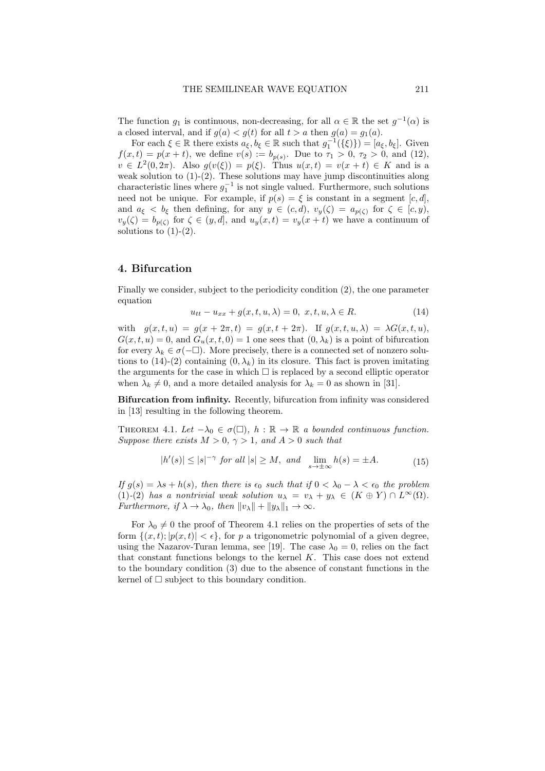The function $g_1$ is continuous, non-decreasing, for all $\alpha \in \mathbb{R}$ the set $g^{-1}(\alpha)$ is a closed interval, and if $g(a) < g(t)$ for all $t > a$ then $g(a) = g_1(a)$.

For each $\xi \in \mathbb{R}$ there exists $a_\xi, b_\xi \in \mathbb{R}$ such that $g_1^{-1}(\{\xi\})) = [a_\xi, b_\xi]$. Given $f(x,t) = p(x+t)$, we define $v(s) := b_{p(s)}$. Due to $\tau_1 > 0$, $\tau_2 > 0$, and (12), $v \in L^2(0, 2\pi)$. Also $g(v(\xi)) = p(\xi)$. Thus $u(x,t) = v(x+t) \in K$ and is a weak solution to (1)-(2). These solutions may have jump discontinuities along characteristic lines where $g_1^{-1}$ is not single valued. Furthermore, such solutions need not be unique. For example, if $p(s) = \xi$ is constant in a segment $[c,d]$, and $a_\xi < b_\xi$ then defining, for any $y \in (c,d)$, $v_y(\zeta) = a_{p(\zeta)}$ for $\zeta \in [c,y)$, $v_y(\zeta) = b_{p(\zeta)}$ for $\zeta \in (y,d]$, and $u_y(x,t) = v_y(x+t)$ we have a continuum of solutions to (1)-(2).

## 4. Bifurcation

Finally we consider, subject to the periodicity condition (2), the one parameter equation

$$u_{tt} - u_{xx} + g(x,t,u,\lambda) = 0, \; x,t,u,\lambda \in R. \tag{14}$$

with $g(x,t,u) = g(x+2\pi,t) = g(x,t+2\pi)$. If $g(x,t,u,\lambda) = \lambda G(x,t,u)$, $G(x,t,u) = 0$, and $G_u(x,t,0) = 1$ one sees that $(0,\lambda_k)$ is a point of bifurcation for every $\lambda_k \in \sigma(-\Box)$. More precisely, there is a connected set of nonzero solutions to (14)-(2) containing $(0,\lambda_k)$ in its closure. This fact is proven imitating the arguments for the case in which $\Box$ is replaced by a second elliptic operator when $\lambda_k \neq 0$, and a more detailed analysis for $\lambda_k = 0$ as shown in [31].

**Bifurcation from infinity.** Recently, bifurcation from infinity was considered in [13] resulting in the following theorem.

THEOREM 4.1. *Let $-\lambda_0 \in \sigma(\Box)$, $h : \mathbb{R} \to \mathbb{R}$ a bounded continuous function. Suppose there exists $M > 0$, $\gamma > 1$, and $A > 0$ such that*

$$|h'(s)| \leq |s|^{-\gamma} \text{ for all } |s| \geq M, \text{ and } \lim_{s \to \pm\infty} h(s) = \pm A. \tag{15}$$

*If $g(s) = \lambda s + h(s)$, then there is $\epsilon_0$ such that if $0 < \lambda_0 - \lambda < \epsilon_0$ the problem (1)-(2) has a nontrivial weak solution $u_\lambda = v_\lambda + y_\lambda \in (K \oplus Y) \cap L^\infty(\Omega)$. Furthermore, if $\lambda \to \lambda_0$, then $\|v_\lambda\| + \|y_\lambda\|_1 \to \infty$.*

For $\lambda_0 \neq 0$ the proof of Theorem 4.1 relies on the properties of sets of the form $\{(x,t); |p(x,t)| < \epsilon\}$, for $p$ a trigonometric polynomial of a given degree, using the Nazarov-Turan lemma, see [19]. The case $\lambda_0 = 0$, relies on the fact that constant functions belongs to the kernel $K$. This case does not extend to the boundary condition (3) due to the absence of constant functions in the kernel of $\Box$ subject to this boundary condition.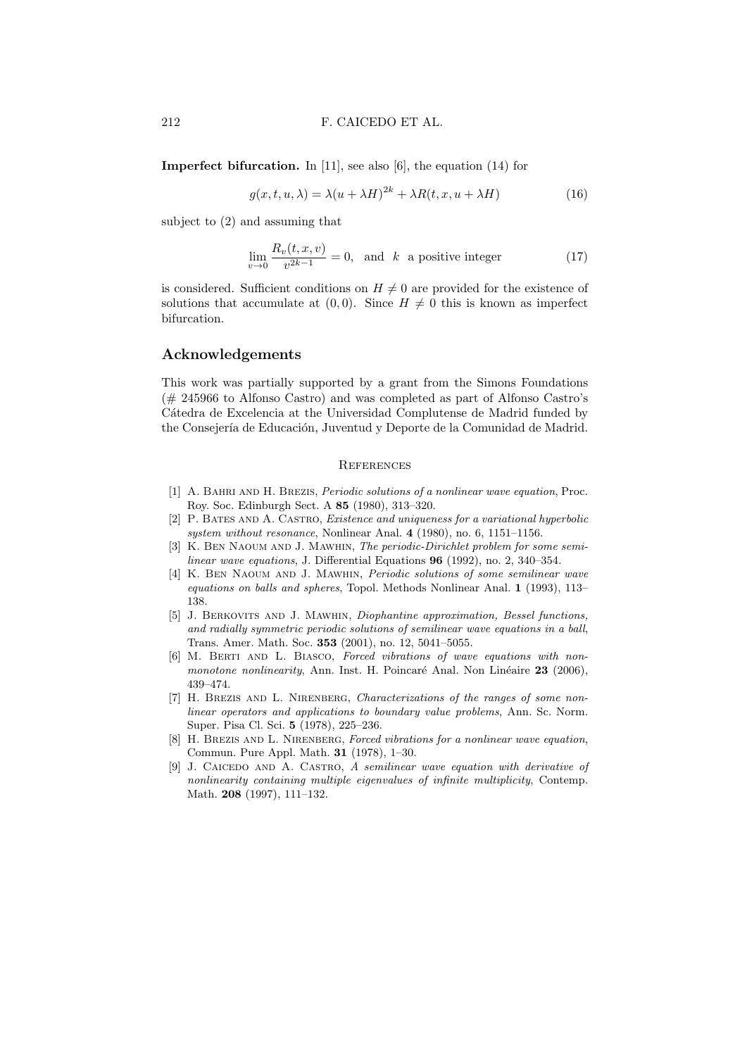**Imperfect bifurcation.** In [11], see also [6], the equation (14) for

$$g(x,t,u,\lambda) = \lambda(u+\lambda H)^{2k} + \lambda R(t,x,u+\lambda H) \tag{16}$$

subject to (2) and assuming that

$$\lim_{v\to 0} \frac{R_v(t,x,v)}{v^{2k-1}} = 0, \quad \text{and} \quad k \quad \text{a positive integer} \tag{17}$$

is considered. Sufficient conditions on $H \neq 0$ are provided for the existence of solutions that accumulate at $(0,0)$. Since $H \neq 0$ this is known as imperfect bifurcation.

## Acknowledgements

This work was partially supported by a grant from the Simons Foundations (# 245966 to Alfonso Castro) and was completed as part of Alfonso Castro's Cátedra de Excelencia at the Universidad Complutense de Madrid funded by the Consejería de Educación, Juventud y Deporte de la Comunidad de Madrid.

## References

[1] A. Bahri and H. Brezis, *Periodic solutions of a nonlinear wave equation*, Proc. Roy. Soc. Edinburgh Sect. A **85** (1980), 313–320.

[2] P. Bates and A. Castro, *Existence and uniqueness for a variational hyperbolic system without resonance*, Nonlinear Anal. **4** (1980), no. 6, 1151–1156.

[3] K. Ben Naoum and J. Mawhin, *The periodic-Dirichlet problem for some semilinear wave equations*, J. Differential Equations **96** (1992), no. 2, 340–354.

[4] K. Ben Naoum and J. Mawhin, *Periodic solutions of some semilinear wave equations on balls and spheres*, Topol. Methods Nonlinear Anal. **1** (1993), 113–138.

[5] J. Berkovits and J. Mawhin, *Diophantine approximation, Bessel functions, and radially symmetric periodic solutions of semilinear wave equations in a ball*, Trans. Amer. Math. Soc. **353** (2001), no. 12, 5041–5055.

[6] M. Berti and L. Biasco, *Forced vibrations of wave equations with non-monotone nonlinearity*, Ann. Inst. H. Poincaré Anal. Non Linéaire **23** (2006), 439–474.

[7] H. Brezis and L. Nirenberg, *Characterizations of the ranges of some nonlinear operators and applications to boundary value problems*, Ann. Sc. Norm. Super. Pisa Cl. Sci. **5** (1978), 225–236.

[8] H. Brezis and L. Nirenberg, *Forced vibrations for a nonlinear wave equation*, Commun. Pure Appl. Math. **31** (1978), 1–30.

[9] J. Caicedo and A. Castro, *A semilinear wave equation with derivative of nonlinearity containing multiple eigenvalues of infinite multiplicity*, Contemp. Math. **208** (1997), 111–132.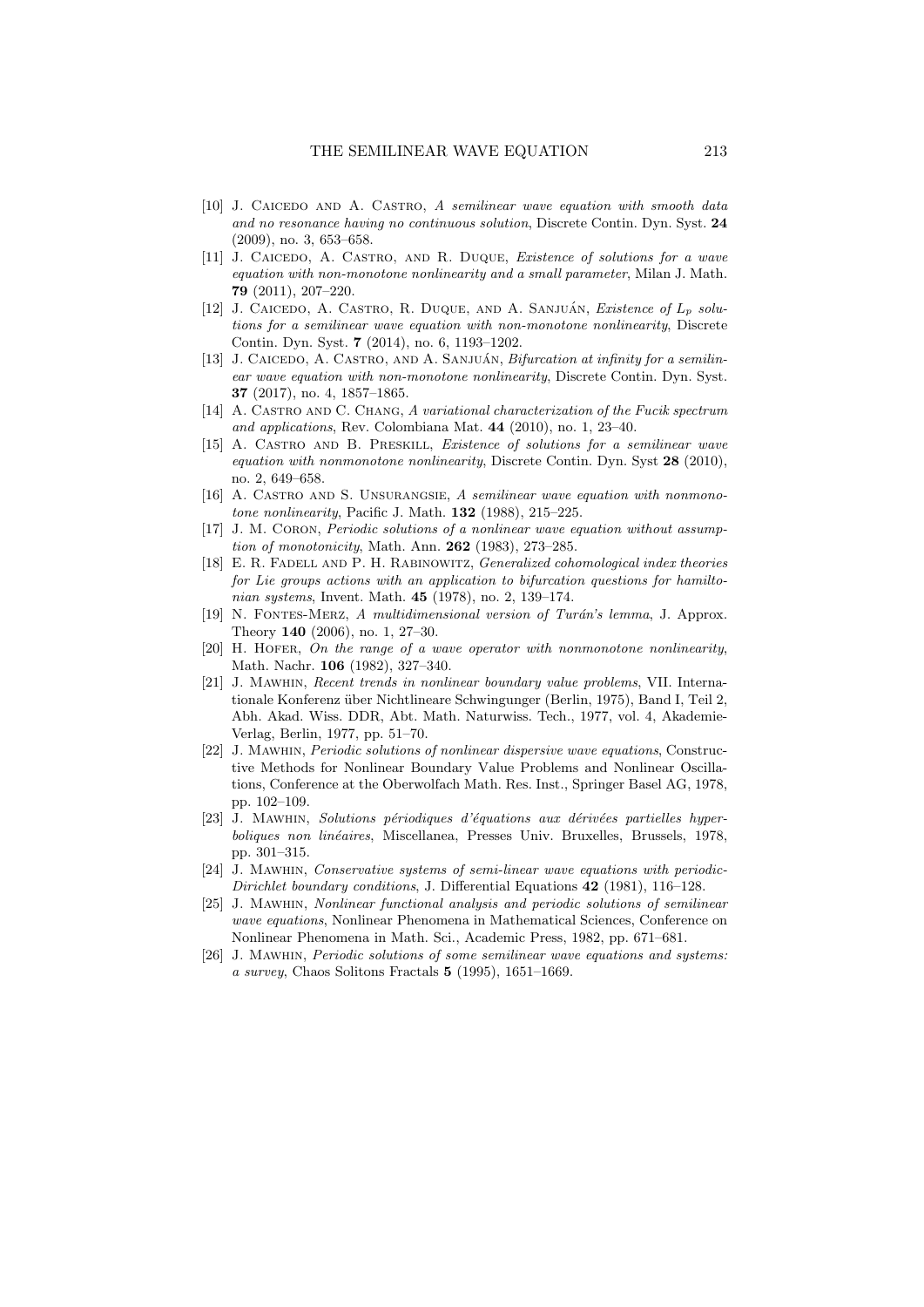[10] J. Caicedo and A. Castro, *A semilinear wave equation with smooth data and no resonance having no continuous solution*, Discrete Contin. Dyn. Syst. **24** (2009), no. 3, 653–658.

[11] J. Caicedo, A. Castro, and R. Duque, *Existence of solutions for a wave equation with non-monotone nonlinearity and a small parameter*, Milan J. Math. **79** (2011), 207–220.

[12] J. Caicedo, A. Castro, R. Duque, and A. Sanjuán, *Existence of $L_p$ solutions for a semilinear wave equation with non-monotone nonlinearity*, Discrete Contin. Dyn. Syst. **7** (2014), no. 6, 1193–1202.

[13] J. Caicedo, A. Castro, and A. Sanjuán, *Bifurcation at infinity for a semilinear wave equation with non-monotone nonlinearity*, Discrete Contin. Dyn. Syst. **37** (2017), no. 4, 1857–1865.

[14] A. Castro and C. Chang, *A variational characterization of the Fucik spectrum and applications*, Rev. Colombiana Mat. **44** (2010), no. 1, 23–40.

[15] A. Castro and B. Preskill, *Existence of solutions for a semilinear wave equation with nonmonotone nonlinearity*, Discrete Contin. Dyn. Syst **28** (2010), no. 2, 649–658.

[16] A. Castro and S. Unsurangsie, *A semilinear wave equation with nonmonotone nonlinearity*, Pacific J. Math. **132** (1988), 215–225.

[17] J. M. Coron, *Periodic solutions of a nonlinear wave equation without assumption of monotonicity*, Math. Ann. **262** (1983), 273–285.

[18] E. R. Fadell and P. H. Rabinowitz, *Generalized cohomological index theories for Lie groups actions with an application to bifurcation questions for hamiltonian systems*, Invent. Math. **45** (1978), no. 2, 139–174.

[19] N. Fontes-Merz, *A multidimensional version of Turán's lemma*, J. Approx. Theory **140** (2006), no. 1, 27–30.

[20] H. Hofer, *On the range of a wave operator with nonmonotone nonlinearity*, Math. Nachr. **106** (1982), 327–340.

[21] J. Mawhin, *Recent trends in nonlinear boundary value problems*, VII. Internationale Konferenz über Nichtlineare Schwingunger (Berlin, 1975), Band I, Teil 2, Abh. Akad. Wiss. DDR, Abt. Math. Naturwiss. Tech., 1977, vol. 4, Akademie-Verlag, Berlin, 1977, pp. 51–70.

[22] J. Mawhin, *Periodic solutions of nonlinear dispersive wave equations*, Constructive Methods for Nonlinear Boundary Value Problems and Nonlinear Oscillations, Conference at the Oberwolfach Math. Res. Inst., Springer Basel AG, 1978, pp. 102–109.

[23] J. Mawhin, *Solutions périodiques d'équations aux dérivées partielles hyperboliques non linéaires*, Miscellanea, Presses Univ. Bruxelles, Brussels, 1978, pp. 301–315.

[24] J. Mawhin, *Conservative systems of semi-linear wave equations with periodic-Dirichlet boundary conditions*, J. Differential Equations **42** (1981), 116–128.

[25] J. Mawhin, *Nonlinear functional analysis and periodic solutions of semilinear wave equations*, Nonlinear Phenomena in Mathematical Sciences, Conference on Nonlinear Phenomena in Math. Sci., Academic Press, 1982, pp. 671–681.

[26] J. Mawhin, *Periodic solutions of some semilinear wave equations and systems: a survey*, Chaos Solitons Fractals **5** (1995), 1651–1669.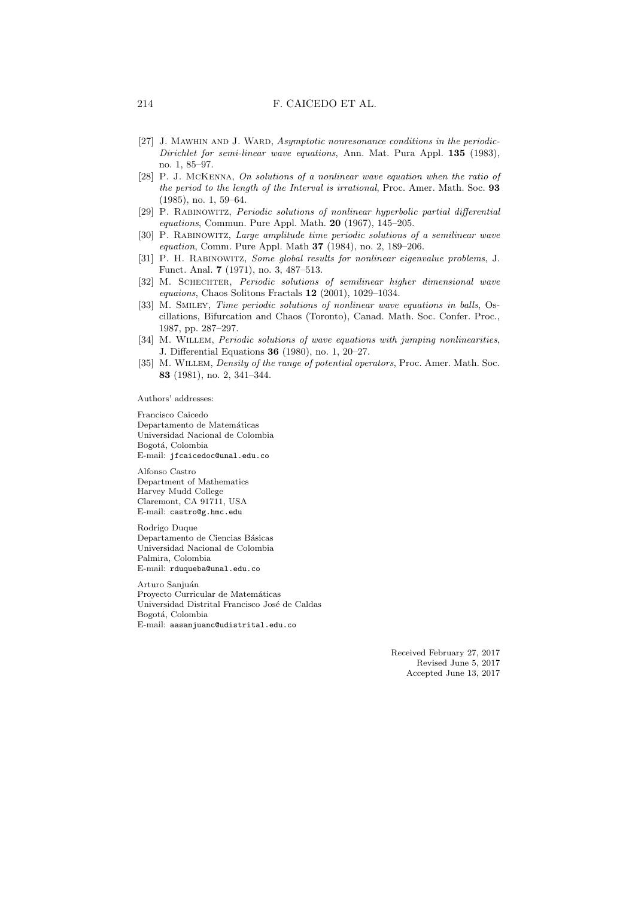[27] J. Mawhin and J. Ward, *Asymptotic nonresonance conditions in the periodic-Dirichlet for semi-linear wave equations*, Ann. Mat. Pura Appl. **135** (1983), no. 1, 85–97.

[28] P. J. McKenna, *On solutions of a nonlinear wave equation when the ratio of the period to the length of the Interval is irrational*, Proc. Amer. Math. Soc. **93** (1985), no. 1, 59–64.

[29] P. Rabinowitz, *Periodic solutions of nonlinear hyperbolic partial differential equations*, Commun. Pure Appl. Math. **20** (1967), 145–205.

[30] P. Rabinowitz, *Large amplitude time periodic solutions of a semilinear wave equation*, Comm. Pure Appl. Math **37** (1984), no. 2, 189–206.

[31] P. H. Rabinowitz, *Some global results for nonlinear eigenvalue problems*, J. Funct. Anal. **7** (1971), no. 3, 487–513.

[32] M. Schechter, *Periodic solutions of semilinear higher dimensional wave equaions*, Chaos Solitons Fractals **12** (2001), 1029–1034.

[33] M. Smiley, *Time periodic solutions of nonlinear wave equations in balls*, Oscillations, Bifurcation and Chaos (Toronto), Canad. Math. Soc. Confer. Proc., 1987, pp. 287–297.

[34] M. Willem, *Periodic solutions of wave equations with jumping nonlinearities*, J. Differential Equations **36** (1980), no. 1, 20–27.

[35] M. Willem, *Density of the range of potential operators*, Proc. Amer. Math. Soc. **83** (1981), no. 2, 341–344.

Authors' addresses:

Francisco Caicedo
Departamento de Matemáticas
Universidad Nacional de Colombia
Bogotá, Colombia
E-mail: jfcaicedoc@unal.edu.co

Alfonso Castro
Department of Mathematics
Harvey Mudd College
Claremont, CA 91711, USA
E-mail: castro@g.hmc.edu

Rodrigo Duque
Departamento de Ciencias Básicas
Universidad Nacional de Colombia
Palmira, Colombia
E-mail: rduqueba@unal.edu.co

Arturo Sanjuán
Proyecto Curricular de Matemáticas
Universidad Distrital Francisco José de Caldas
Bogotá, Colombia
E-mail: aasanjuanc@udistrital.edu.co

Received February 27, 2017
Revised June 5, 2017
Accepted June 13, 2017